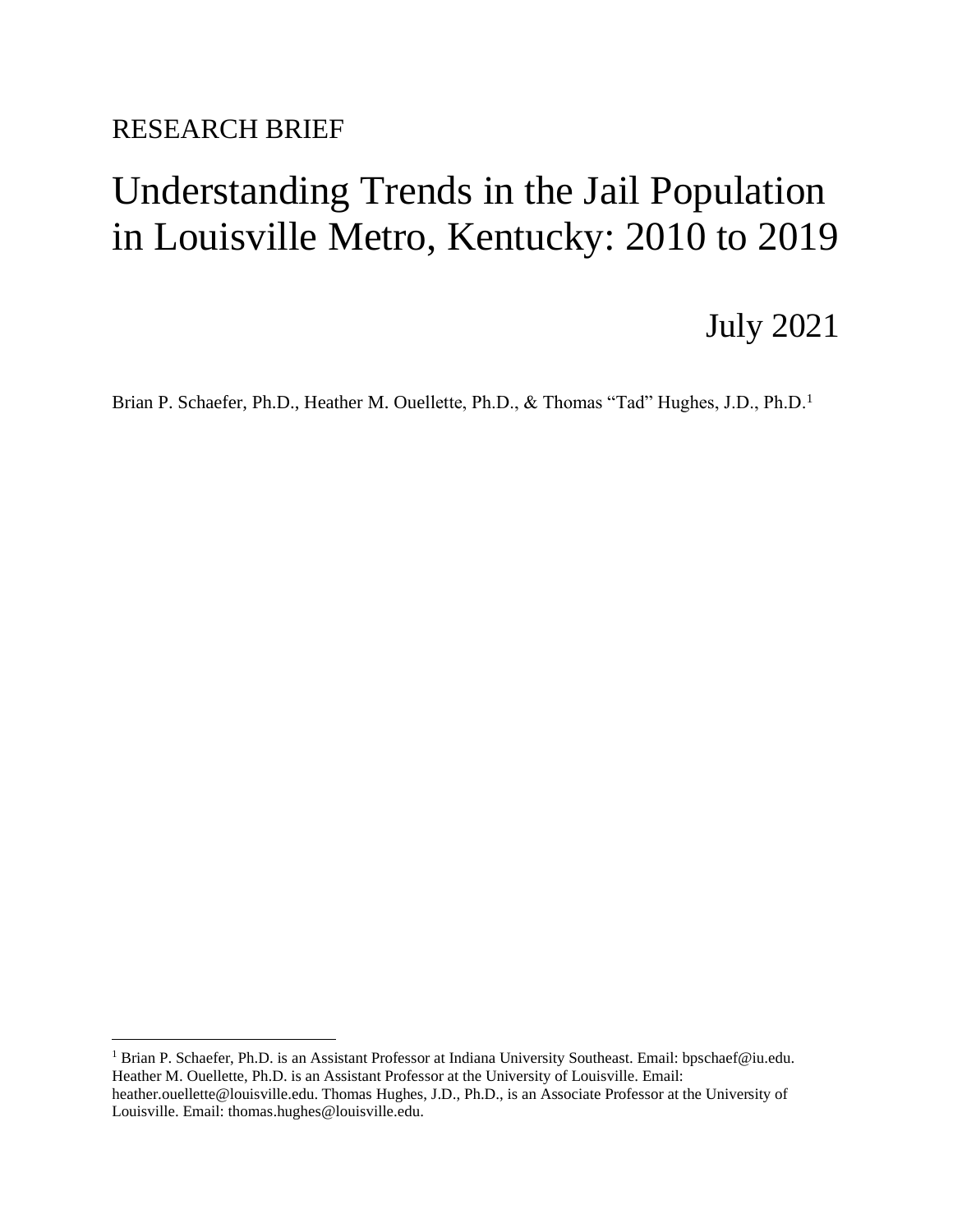RESEARCH BRIEF

# Understanding Trends in the Jail Population in Louisville Metro, Kentucky: 2010 to 2019

July 2021

Brian P. Schaefer, Ph.D., Heather M. Ouellette, Ph.D., & Thomas "Tad" Hughes, J.D., Ph.D.[1]

---

[1] Brian P. Schaefer, Ph.D. is an Assistant Professor at Indiana University Southeast. Email: bpschaef@iu.edu. Heather M. Ouellette, Ph.D. is an Assistant Professor at the University of Louisville. Email: heather.ouellette@louisville.edu. Thomas Hughes, J.D., Ph.D., is an Associate Professor at the University of Louisville. Email: thomas.hughes@louisville.edu.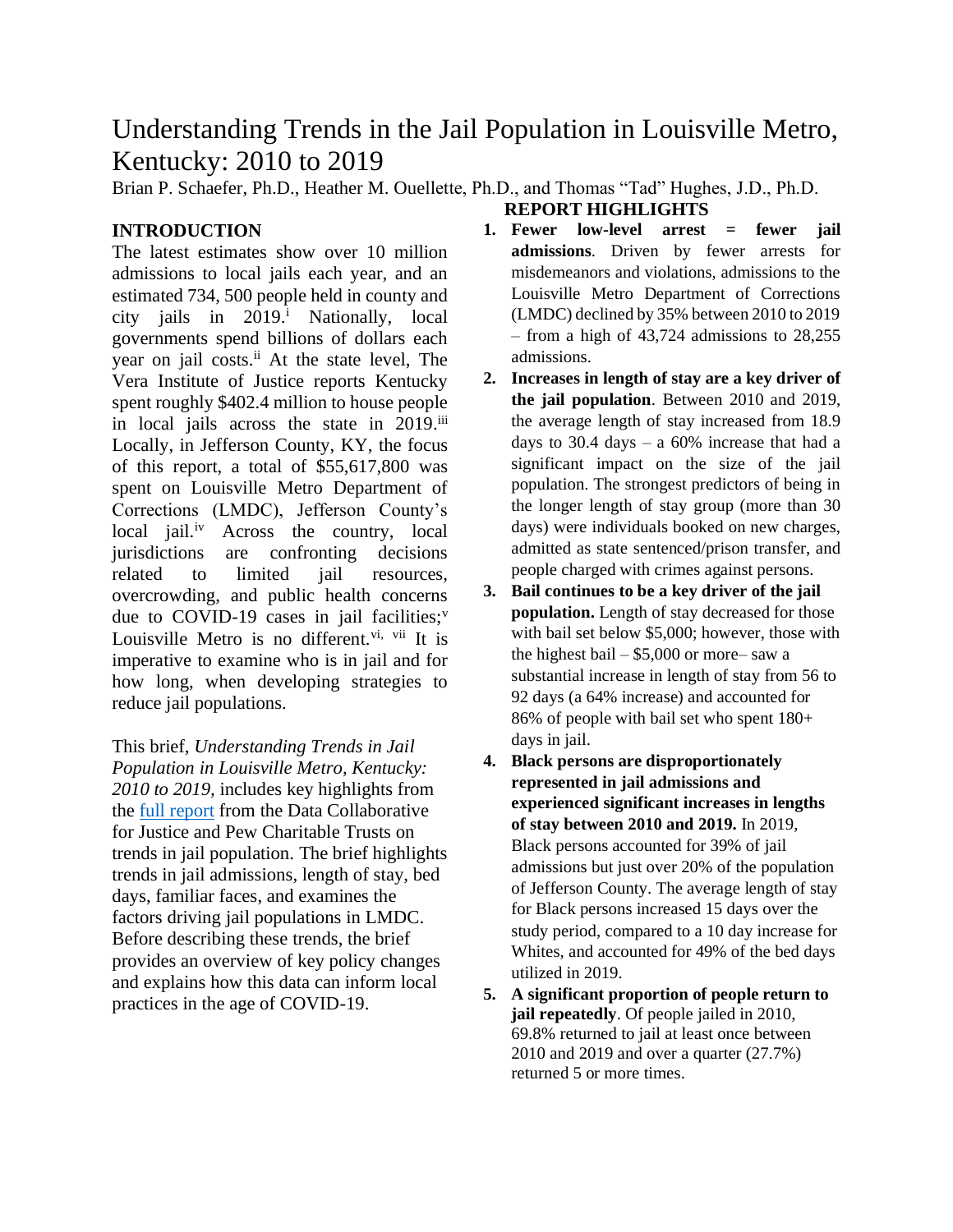# Understanding Trends in the Jail Population in Louisville Metro, Kentucky: 2010 to 2019

Brian P. Schaefer, Ph.D., Heather M. Ouellette, Ph.D., and Thomas "Tad" Hughes, J.D., Ph.D.

## INTRODUCTION

The latest estimates show over 10 million admissions to local jails each year, and an estimated 734, 500 people held in county and city jails in 2019.[i] Nationally, local governments spend billions of dollars each year on jail costs.[ii] At the state level, The Vera Institute of Justice reports Kentucky spent roughly $402.4 million to house people in local jails across the state in 2019.[iii] Locally, in Jefferson County, KY, the focus of this report, a total of $55,617,800 was spent on Louisville Metro Department of Corrections (LMDC), Jefferson County's local jail.[iv] Across the country, local jurisdictions are confronting decisions related to limited jail resources, overcrowding, and public health concerns due to COVID-19 cases in jail facilities;[v] Louisville Metro is no different.[vi, vii] It is imperative to examine who is in jail and for how long, when developing strategies to reduce jail populations.

This brief, *Understanding Trends in Jail Population in Louisville Metro, Kentucky: 2010 to 2019,* includes key highlights from the [full report](full report) from the Data Collaborative for Justice and Pew Charitable Trusts on trends in jail population. The brief highlights trends in jail admissions, length of stay, bed days, familiar faces, and examines the factors driving jail populations in LMDC. Before describing these trends, the brief provides an overview of key policy changes and explains how this data can inform local practices in the age of COVID-19.

## REPORT HIGHLIGHTS

1. **Fewer low-level arrest = fewer jail admissions**. Driven by fewer arrests for misdemeanors and violations, admissions to the Louisville Metro Department of Corrections (LMDC) declined by 35% between 2010 to 2019 – from a high of 43,724 admissions to 28,255 admissions.
2. **Increases in length of stay are a key driver of the jail population**. Between 2010 and 2019, the average length of stay increased from 18.9 days to 30.4 days – a 60% increase that had a significant impact on the size of the jail population. The strongest predictors of being in the longer length of stay group (more than 30 days) were individuals booked on new charges, admitted as state sentenced/prison transfer, and people charged with crimes against persons.
3. **Bail continues to be a key driver of the jail population.** Length of stay decreased for those with bail set below $5,000; however, those with the highest bail – $5,000 or more– saw a substantial increase in length of stay from 56 to 92 days (a 64% increase) and accounted for 86% of people with bail set who spent 180+ days in jail.
4. **Black persons are disproportionately represented in jail admissions and experienced significant increases in lengths of stay between 2010 and 2019.** In 2019, Black persons accounted for 39% of jail admissions but just over 20% of the population of Jefferson County. The average length of stay for Black persons increased 15 days over the study period, compared to a 10 day increase for Whites, and accounted for 49% of the bed days utilized in 2019.
5. **A significant proportion of people return to jail repeatedly**. Of people jailed in 2010, 69.8% returned to jail at least once between 2010 and 2019 and over a quarter (27.7%) returned 5 or more times.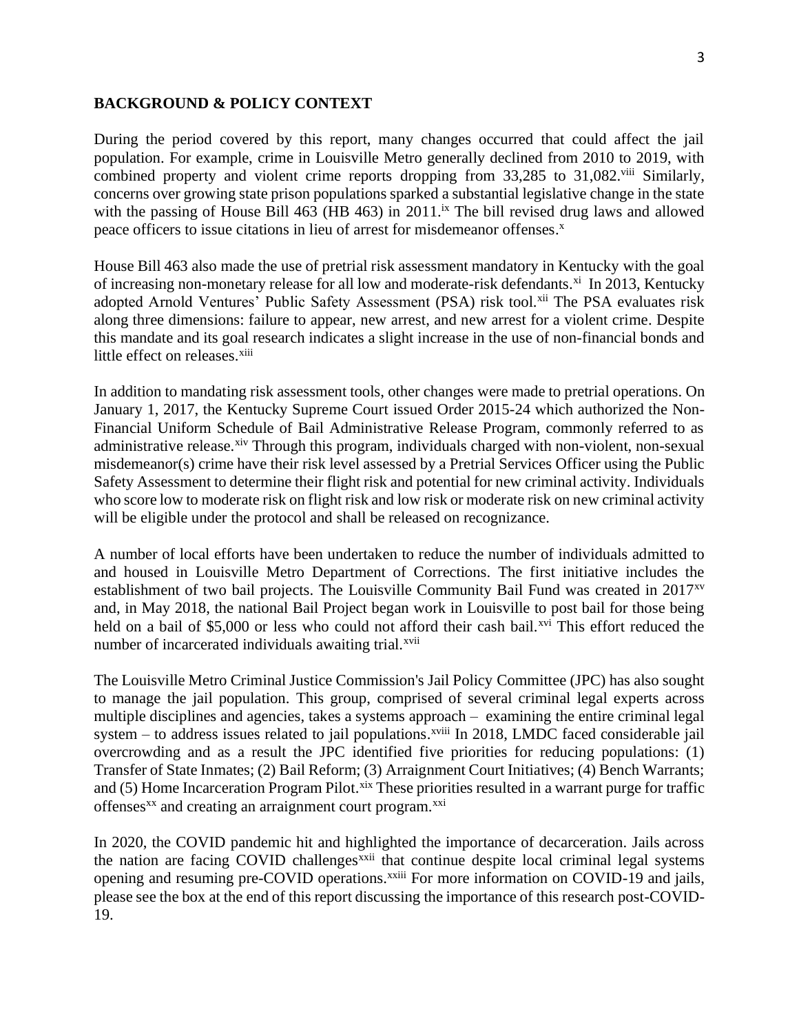**BACKGROUND & POLICY CONTEXT**

During the period covered by this report, many changes occurred that could affect the jail population. For example, crime in Louisville Metro generally declined from 2010 to 2019, with combined property and violent crime reports dropping from 33,285 to 31,082.[viii] Similarly, concerns over growing state prison populations sparked a substantial legislative change in the state with the passing of House Bill 463 (HB 463) in 2011.[ix] The bill revised drug laws and allowed peace officers to issue citations in lieu of arrest for misdemeanor offenses.[x]

House Bill 463 also made the use of pretrial risk assessment mandatory in Kentucky with the goal of increasing non-monetary release for all low and moderate-risk defendants.[xi] In 2013, Kentucky adopted Arnold Ventures' Public Safety Assessment (PSA) risk tool.[xii] The PSA evaluates risk along three dimensions: failure to appear, new arrest, and new arrest for a violent crime. Despite this mandate and its goal research indicates a slight increase in the use of non-financial bonds and little effect on releases.[xiii]

In addition to mandating risk assessment tools, other changes were made to pretrial operations. On January 1, 2017, the Kentucky Supreme Court issued Order 2015-24 which authorized the Non-Financial Uniform Schedule of Bail Administrative Release Program, commonly referred to as administrative release.[xiv] Through this program, individuals charged with non-violent, non-sexual misdemeanor(s) crime have their risk level assessed by a Pretrial Services Officer using the Public Safety Assessment to determine their flight risk and potential for new criminal activity. Individuals who score low to moderate risk on flight risk and low risk or moderate risk on new criminal activity will be eligible under the protocol and shall be released on recognizance.

A number of local efforts have been undertaken to reduce the number of individuals admitted to and housed in Louisville Metro Department of Corrections. The first initiative includes the establishment of two bail projects. The Louisville Community Bail Fund was created in 2017[xv] and, in May 2018, the national Bail Project began work in Louisville to post bail for those being held on a bail of $5,000 or less who could not afford their cash bail.[xvi] This effort reduced the number of incarcerated individuals awaiting trial.[xvii]

The Louisville Metro Criminal Justice Commission's Jail Policy Committee (JPC) has also sought to manage the jail population. This group, comprised of several criminal legal experts across multiple disciplines and agencies, takes a systems approach – examining the entire criminal legal system – to address issues related to jail populations.[xviii] In 2018, LMDC faced considerable jail overcrowding and as a result the JPC identified five priorities for reducing populations: (1) Transfer of State Inmates; (2) Bail Reform; (3) Arraignment Court Initiatives; (4) Bench Warrants; and (5) Home Incarceration Program Pilot.[xix] These priorities resulted in a warrant purge for traffic offenses[xx] and creating an arraignment court program.[xxi]

In 2020, the COVID pandemic hit and highlighted the importance of decarceration. Jails across the nation are facing COVID challenges[xxii] that continue despite local criminal legal systems opening and resuming pre-COVID operations.[xxiii] For more information on COVID-19 and jails, please see the box at the end of this report discussing the importance of this research post-COVID-19.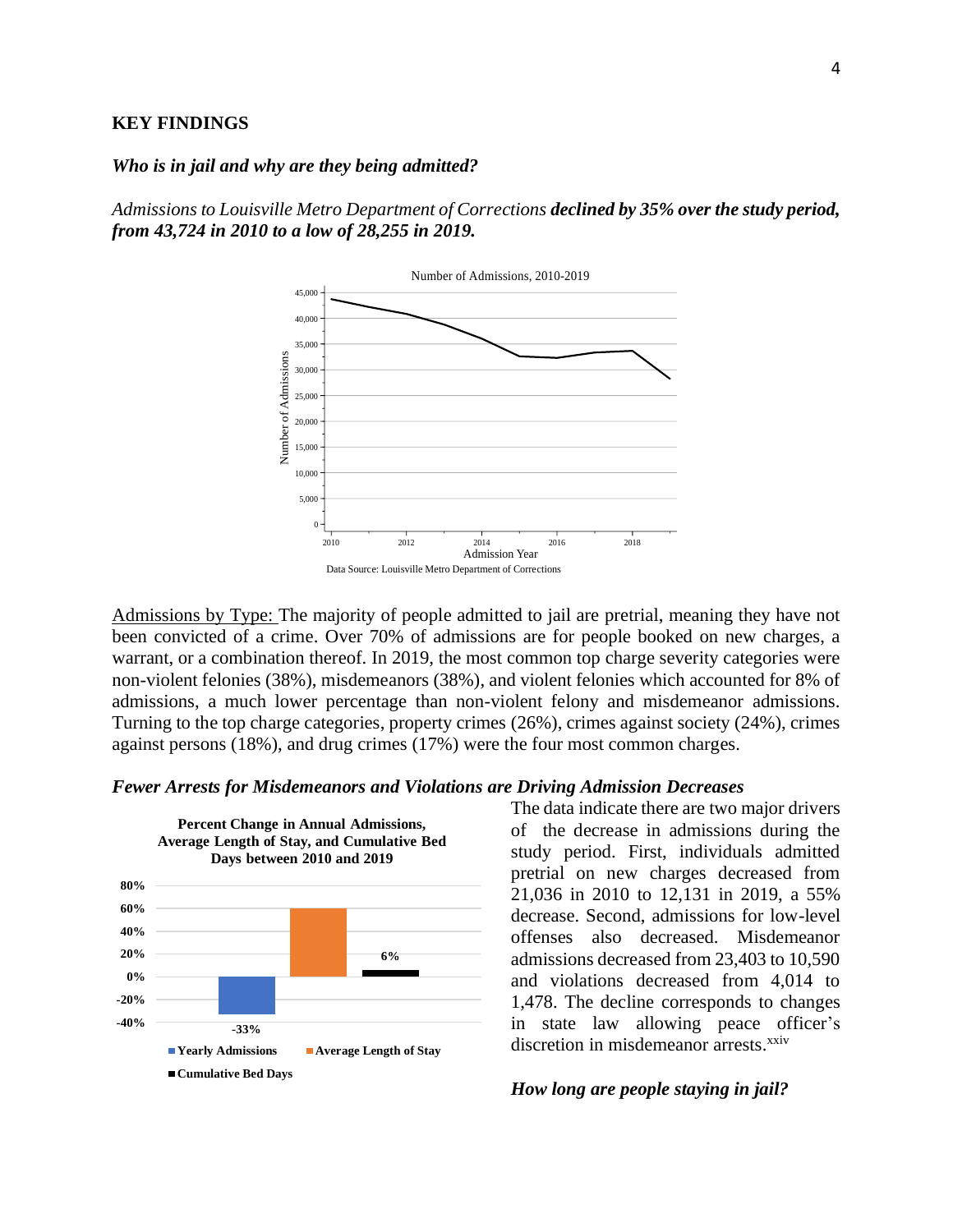## KEY FINDINGS

### *Who is in jail and why are they being admitted?*

*Admissions to Louisville Metro Department of Corrections* ***declined by 35% over the study period, from 43,724 in 2010 to a low of 28,255 in 2019.***

Number of Admissions, 2010-2019

Data Source: Louisville Metro Department of Corrections

Admissions by Type: The majority of people admitted to jail are pretrial, meaning they have not been convicted of a crime. Over 70% of admissions are for people booked on new charges, a warrant, or a combination thereof. In 2019, the most common top charge severity categories were non-violent felonies (38%), misdemeanors (38%), and violent felonies which accounted for 8% of admissions, a much lower percentage than non-violent felony and misdemeanor admissions. Turning to the top charge categories, property crimes (26%), crimes against society (24%), crimes against persons (18%), and drug crimes (17%) were the four most common charges.

### *Fewer Arrests for Misdemeanors and Violations are Driving Admission Decreases*

**Percent Change in Annual Admissions, Average Length of Stay, and Cumulative Bed Days between 2010 and 2019**

The data indicate there are two major drivers of the decrease in admissions during the study period. First, individuals admitted pretrial on new charges decreased from 21,036 in 2010 to 12,131 in 2019, a 55% decrease. Second, admissions for low-level offenses also decreased. Misdemeanor admissions decreased from 23,403 to 10,590 and violations decreased from 4,014 to 1,478. The decline corresponds to changes in state law allowing peace officer's discretion in misdemeanor arrests.[xxiv]

### *How long are people staying in jail?*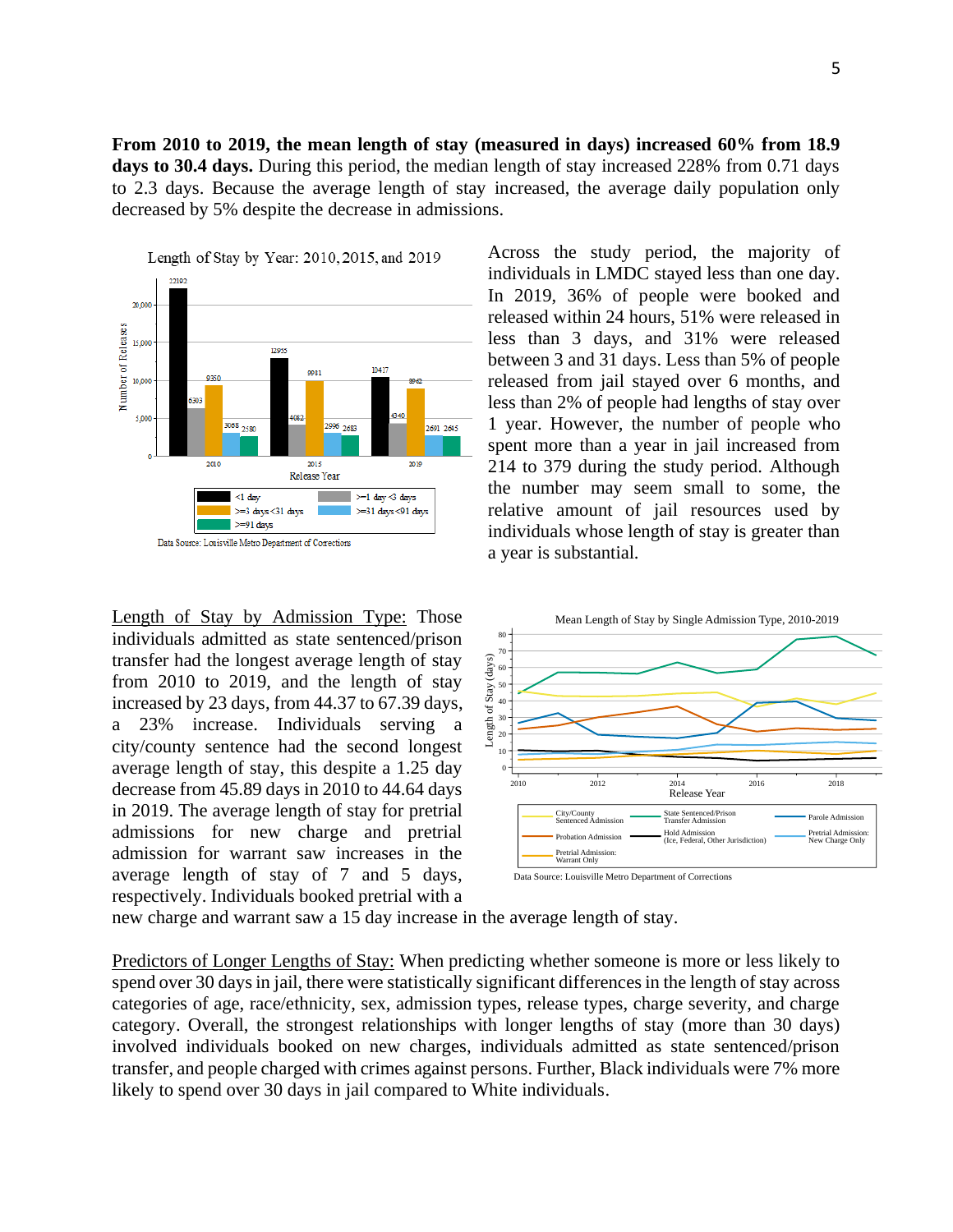**From 2010 to 2019, the mean length of stay (measured in days) increased 60% from 18.9 days to 30.4 days.** During this period, the median length of stay increased 228% from 0.71 days to 2.3 days. Because the average length of stay increased, the average daily population only decreased by 5% despite the decrease in admissions.

Across the study period, the majority of individuals in LMDC stayed less than one day. In 2019, 36% of people were booked and released within 24 hours, 51% were released in less than 3 days, and 31% were released between 3 and 31 days. Less than 5% of people released from jail stayed over 6 months, and less than 2% of people had lengths of stay over 1 year. However, the number of people who spent more than a year in jail increased from 214 to 379 during the study period. Although the number may seem small to some, the relative amount of jail resources used by individuals whose length of stay is greater than a year is substantial.

Length of Stay by Year: 2010, 2015, and 2019

| Release Year | <1 day | >=1 day <3 days | >=3 days <31 days | >=31 days <91 days | >=91 days |
|---|---|---|---|---|---|
| 2010 | 22192 | 6303 | 9350 | 3068 | 2580 |
| 2015 | 12955 | 4082 | 9981 | 2996 | 2683 |
| 2019 | 10417 | 4340 | 8942 | 2691 | 2645 |

Data Source: Louisville Metro Department of Corrections

Length of Stay by Admission Type: Those individuals admitted as state sentenced/prison transfer had the longest average length of stay from 2010 to 2019, and the length of stay increased by 23 days, from 44.37 to 67.39 days, a 23% increase. Individuals serving a city/county sentence had the second longest average length of stay, this despite a 1.25 day decrease from 45.89 days in 2010 to 44.64 days in 2019. The average length of stay for pretrial admissions for new charge and pretrial admission for warrant saw increases in the average length of stay of 7 and 5 days, respectively. Individuals booked pretrial with a new charge and warrant saw a 15 day increase in the average length of stay.

Mean Length of Stay by Single Admission Type, 2010-2019

Data Source: Louisville Metro Department of Corrections

Predictors of Longer Lengths of Stay: When predicting whether someone is more or less likely to spend over 30 days in jail, there were statistically significant differences in the length of stay across categories of age, race/ethnicity, sex, admission types, release types, charge severity, and charge category. Overall, the strongest relationships with longer lengths of stay (more than 30 days) involved individuals booked on new charges, individuals admitted as state sentenced/prison transfer, and people charged with crimes against persons. Further, Black individuals were 7% more likely to spend over 30 days in jail compared to White individuals.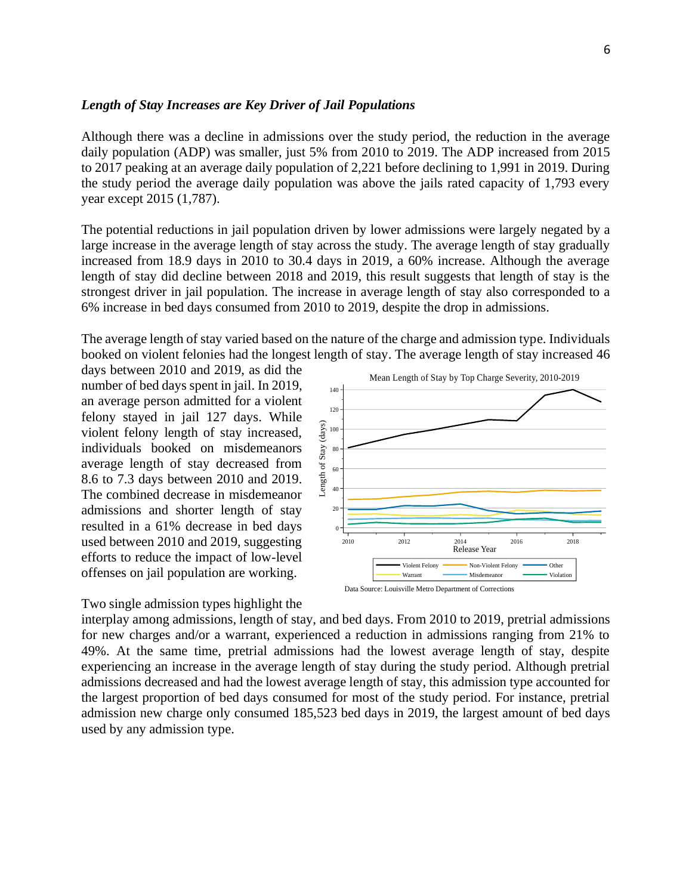### *Length of Stay Increases are Key Driver of Jail Populations*

Although there was a decline in admissions over the study period, the reduction in the average daily population (ADP) was smaller, just 5% from 2010 to 2019. The ADP increased from 2015 to 2017 peaking at an average daily population of 2,221 before declining to 1,991 in 2019. During the study period the average daily population was above the jails rated capacity of 1,793 every year except 2015 (1,787).

The potential reductions in jail population driven by lower admissions were largely negated by a large increase in the average length of stay across the study. The average length of stay gradually increased from 18.9 days in 2010 to 30.4 days in 2019, a 60% increase. Although the average length of stay did decline between 2018 and 2019, this result suggests that length of stay is the strongest driver in jail population. The increase in average length of stay also corresponded to a 6% increase in bed days consumed from 2010 to 2019, despite the drop in admissions.

The average length of stay varied based on the nature of the charge and admission type. Individuals booked on violent felonies had the longest length of stay. The average length of stay increased 46 days between 2010 and 2019, as did the number of bed days spent in jail. In 2019, an average person admitted for a violent felony stayed in jail 127 days. While violent felony length of stay increased, individuals booked on misdemeanors average length of stay decreased from 8.6 to 7.3 days between 2010 and 2019. The combined decrease in misdemeanor admissions and shorter length of stay resulted in a 61% decrease in bed days used between 2010 and 2019, suggesting efforts to reduce the impact of low-level offenses on jail population are working.

Mean Length of Stay by Top Charge Severity, 2010-2019

Data Source: Louisville Metro Department of Corrections

Two single admission types highlight the interplay among admissions, length of stay, and bed days. From 2010 to 2019, pretrial admissions for new charges and/or a warrant, experienced a reduction in admissions ranging from 21% to 49%. At the same time, pretrial admissions had the lowest average length of stay, despite experiencing an increase in the average length of stay during the study period. Although pretrial admissions decreased and had the lowest average length of stay, this admission type accounted for the largest proportion of bed days consumed for most of the study period. For instance, pretrial admission new charge only consumed 185,523 bed days in 2019, the largest amount of bed days used by any admission type.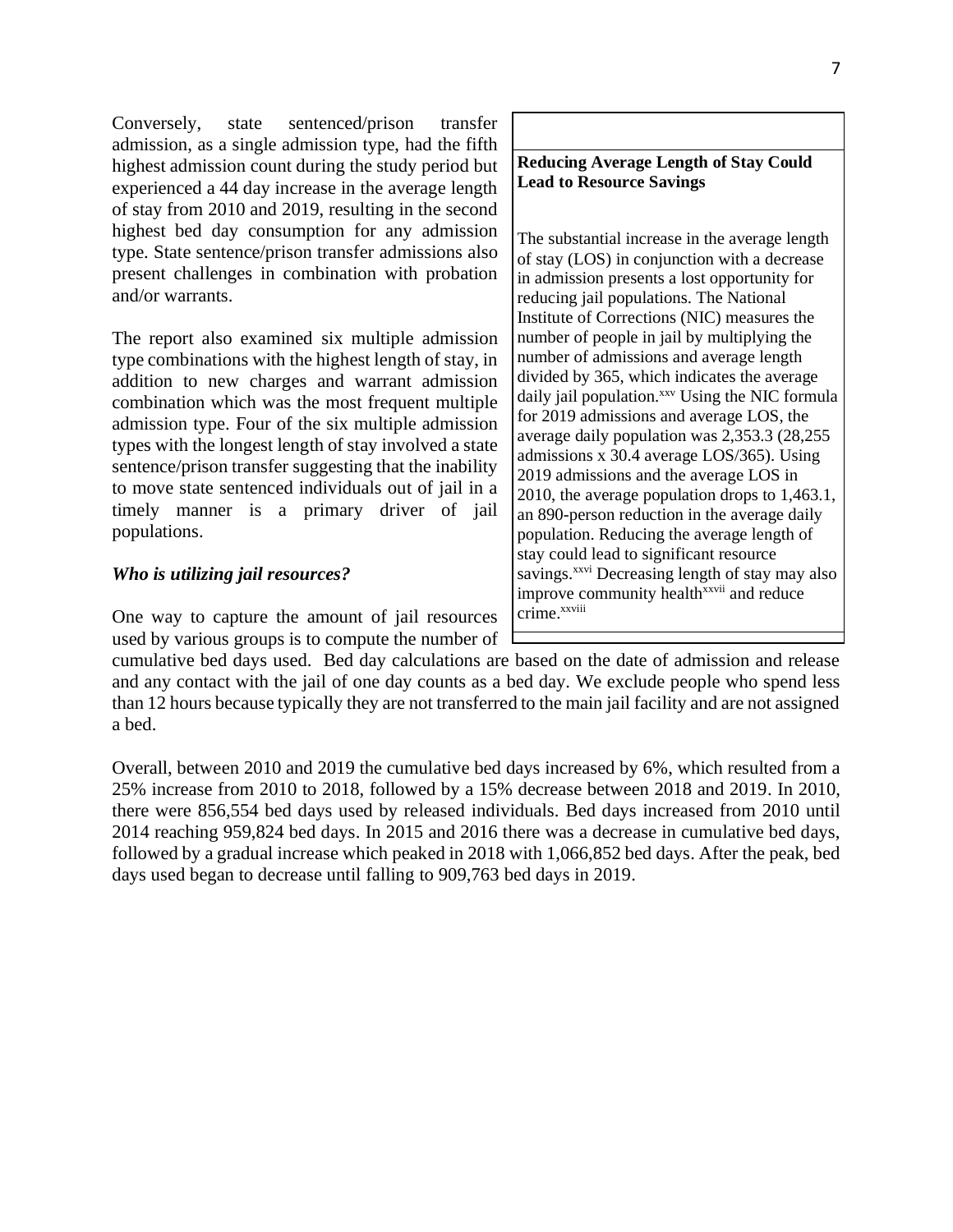Conversely, state sentenced/prison transfer admission, as a single admission type, had the fifth highest admission count during the study period but experienced a 44 day increase in the average length of stay from 2010 and 2019, resulting in the second highest bed day consumption for any admission type. State sentence/prison transfer admissions also present challenges in combination with probation and/or warrants.

The report also examined six multiple admission type combinations with the highest length of stay, in addition to new charges and warrant admission combination which was the most frequent multiple admission type. Four of the six multiple admission types with the longest length of stay involved a state sentence/prison transfer suggesting that the inability to move state sentenced individuals out of jail in a timely manner is a primary driver of jail populations.

> **Reducing Average Length of Stay Could Lead to Resource Savings**
>
> The substantial increase in the average length of stay (LOS) in conjunction with a decrease in admission presents a lost opportunity for reducing jail populations. The National Institute of Corrections (NIC) measures the number of people in jail by multiplying the number of admissions and average length divided by 365, which indicates the average daily jail population.[xxv] Using the NIC formula for 2019 admissions and average LOS, the average daily population was 2,353.3 (28,255 admissions x 30.4 average LOS/365). Using 2019 admissions and the average LOS in 2010, the average population drops to 1,463.1, an 890-person reduction in the average daily population. Reducing the average length of stay could lead to significant resource savings.[xxvi] Decreasing length of stay may also improve community health[xxvii] and reduce crime.[xxviii]

### *Who is utilizing jail resources?*

One way to capture the amount of jail resources used by various groups is to compute the number of cumulative bed days used. Bed day calculations are based on the date of admission and release and any contact with the jail of one day counts as a bed day. We exclude people who spend less than 12 hours because typically they are not transferred to the main jail facility and are not assigned a bed.

Overall, between 2010 and 2019 the cumulative bed days increased by 6%, which resulted from a 25% increase from 2010 to 2018, followed by a 15% decrease between 2018 and 2019. In 2010, there were 856,554 bed days used by released individuals. Bed days increased from 2010 until 2014 reaching 959,824 bed days. In 2015 and 2016 there was a decrease in cumulative bed days, followed by a gradual increase which peaked in 2018 with 1,066,852 bed days. After the peak, bed days used began to decrease until falling to 909,763 bed days in 2019.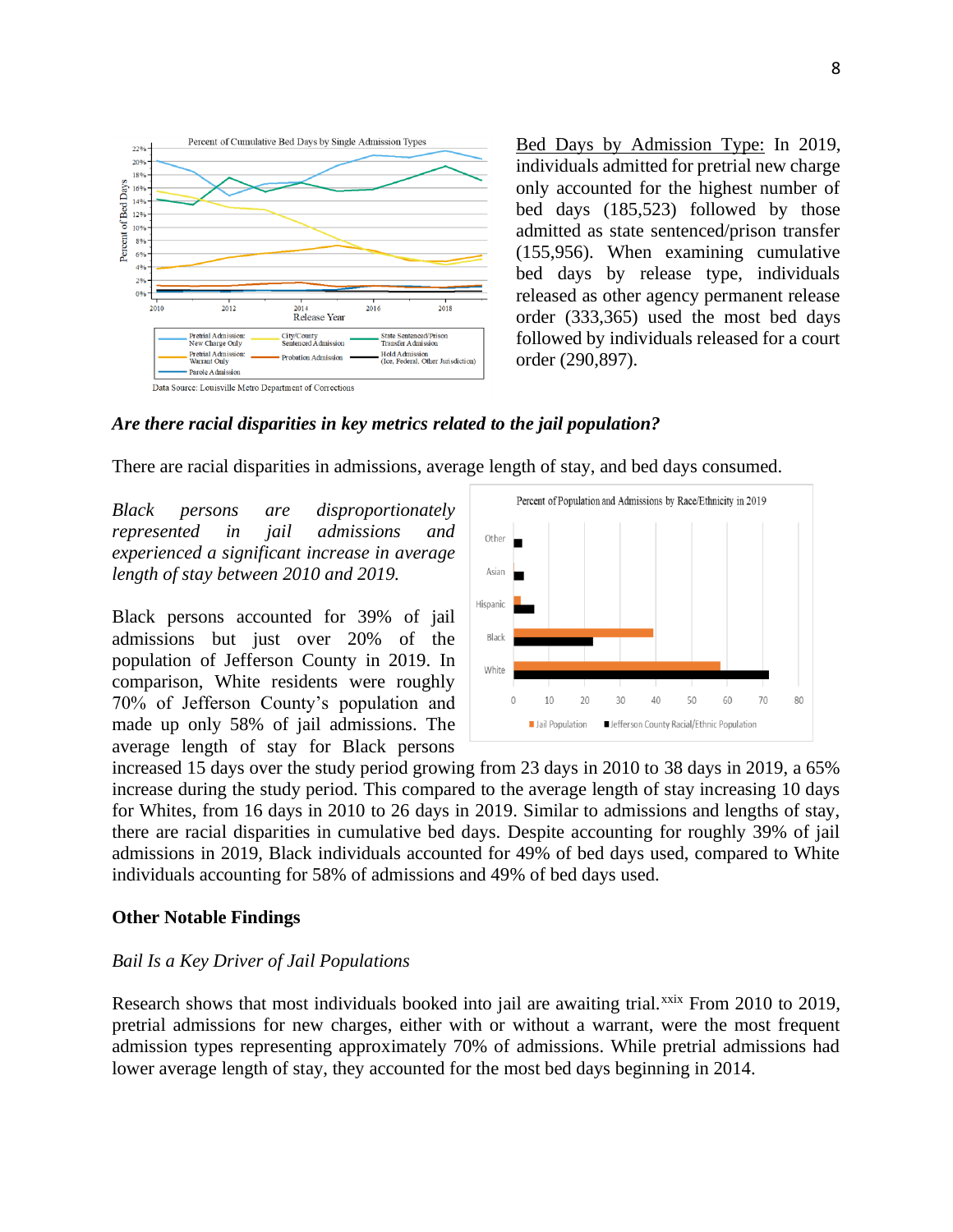<u>Bed Days by Admission Type:</u> In 2019, individuals admitted for pretrial new charge only accounted for the highest number of bed days (185,523) followed by those admitted as state sentenced/prison transfer (155,956). When examining cumulative bed days by release type, individuals released as other agency permanent release order (333,365) used the most bed days followed by individuals released for a court order (290,897).

***Are there racial disparities in key metrics related to the jail population?***

There are racial disparities in admissions, average length of stay, and bed days consumed.

*Black persons are disproportionately represented in jail admissions and experienced a significant increase in average length of stay between 2010 and 2019.*

Black persons accounted for 39% of jail admissions but just over 20% of the population of Jefferson County in 2019. In comparison, White residents were roughly 70% of Jefferson County's population and made up only 58% of jail admissions. The average length of stay for Black persons increased 15 days over the study period growing from 23 days in 2010 to 38 days in 2019, a 65% increase during the study period. This compared to the average length of stay increasing 10 days for Whites, from 16 days in 2010 to 26 days in 2019. Similar to admissions and lengths of stay, there are racial disparities in cumulative bed days. Despite accounting for roughly 39% of jail admissions in 2019, Black individuals accounted for 49% of bed days used, compared to White individuals accounting for 58% of admissions and 49% of bed days used.

**Other Notable Findings**

*Bail Is a Key Driver of Jail Populations*

Research shows that most individuals booked into jail are awaiting trial.[xxix] From 2010 to 2019, pretrial admissions for new charges, either with or without a warrant, were the most frequent admission types representing approximately 70% of admissions. While pretrial admissions had lower average length of stay, they accounted for the most bed days beginning in 2014.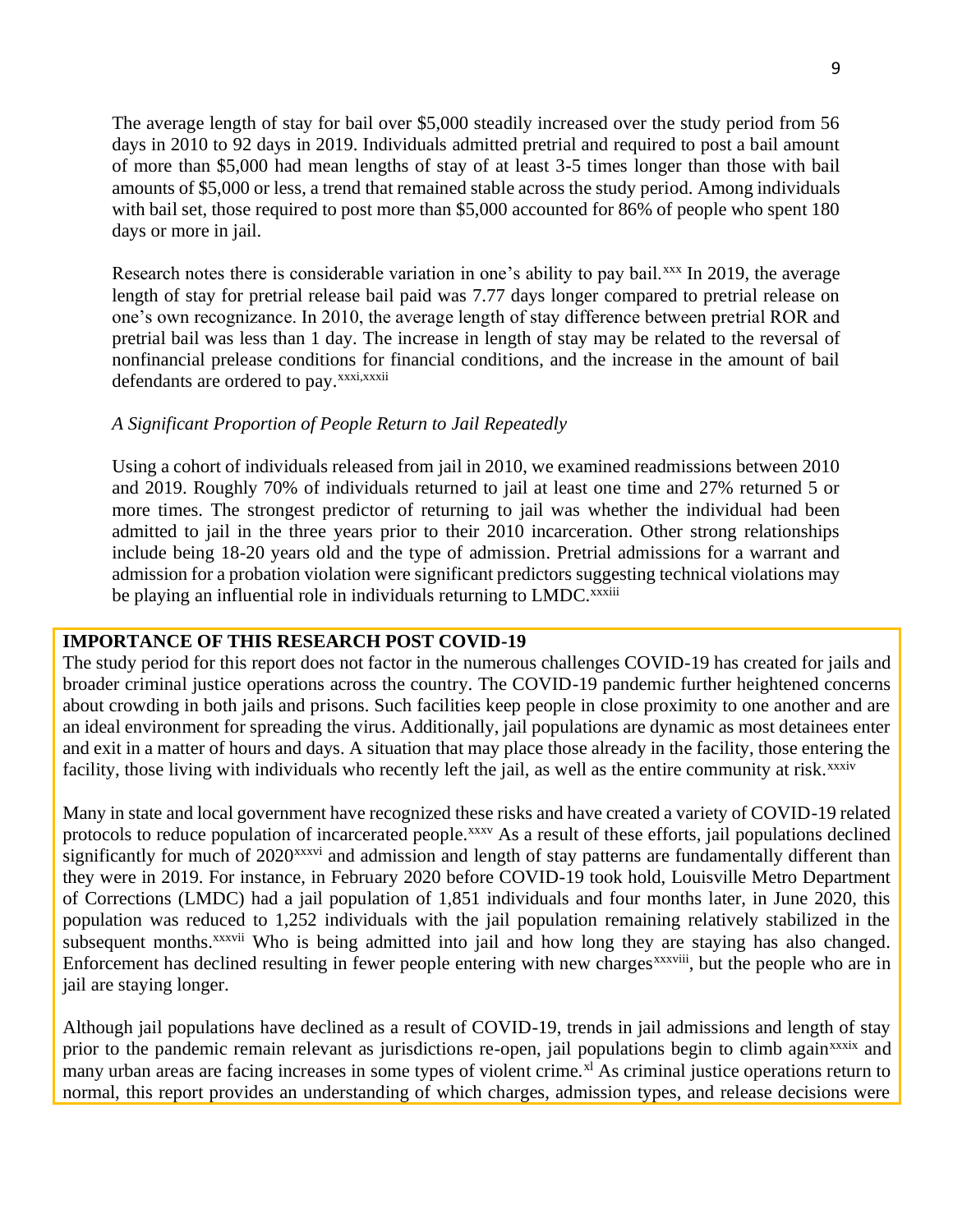The average length of stay for bail over $5,000 steadily increased over the study period from 56 days in 2010 to 92 days in 2019. Individuals admitted pretrial and required to post a bail amount of more than $5,000 had mean lengths of stay of at least 3-5 times longer than those with bail amounts of $5,000 or less, a trend that remained stable across the study period. Among individuals with bail set, those required to post more than $5,000 accounted for 86% of people who spent 180 days or more in jail.

Research notes there is considerable variation in one's ability to pay bail.[xxx] In 2019, the average length of stay for pretrial release bail paid was 7.77 days longer compared to pretrial release on one's own recognizance. In 2010, the average length of stay difference between pretrial ROR and pretrial bail was less than 1 day. The increase in length of stay may be related to the reversal of nonfinancial prelease conditions for financial conditions, and the increase in the amount of bail defendants are ordered to pay.[xxxi,xxxii]

*A Significant Proportion of People Return to Jail Repeatedly*

Using a cohort of individuals released from jail in 2010, we examined readmissions between 2010 and 2019. Roughly 70% of individuals returned to jail at least one time and 27% returned 5 or more times. The strongest predictor of returning to jail was whether the individual had been admitted to jail in the three years prior to their 2010 incarceration. Other strong relationships include being 18-20 years old and the type of admission. Pretrial admissions for a warrant and admission for a probation violation were significant predictors suggesting technical violations may be playing an influential role in individuals returning to LMDC.[xxxiii]

**IMPORTANCE OF THIS RESEARCH POST COVID-19**

The study period for this report does not factor in the numerous challenges COVID-19 has created for jails and broader criminal justice operations across the country. The COVID-19 pandemic further heightened concerns about crowding in both jails and prisons. Such facilities keep people in close proximity to one another and are an ideal environment for spreading the virus. Additionally, jail populations are dynamic as most detainees enter and exit in a matter of hours and days. A situation that may place those already in the facility, those entering the facility, those living with individuals who recently left the jail, as well as the entire community at risk.[xxxiv]

Many in state and local government have recognized these risks and have created a variety of COVID-19 related protocols to reduce population of incarcerated people.[xxxv] As a result of these efforts, jail populations declined significantly for much of 2020[xxxvi] and admission and length of stay patterns are fundamentally different than they were in 2019. For instance, in February 2020 before COVID-19 took hold, Louisville Metro Department of Corrections (LMDC) had a jail population of 1,851 individuals and four months later, in June 2020, this population was reduced to 1,252 individuals with the jail population remaining relatively stabilized in the subsequent months.[xxxvii] Who is being admitted into jail and how long they are staying has also changed. Enforcement has declined resulting in fewer people entering with new charges[xxxviii], but the people who are in jail are staying longer.

Although jail populations have declined as a result of COVID-19, trends in jail admissions and length of stay prior to the pandemic remain relevant as jurisdictions re-open, jail populations begin to climb again[xxxix] and many urban areas are facing increases in some types of violent crime.[xl] As criminal justice operations return to normal, this report provides an understanding of which charges, admission types, and release decisions were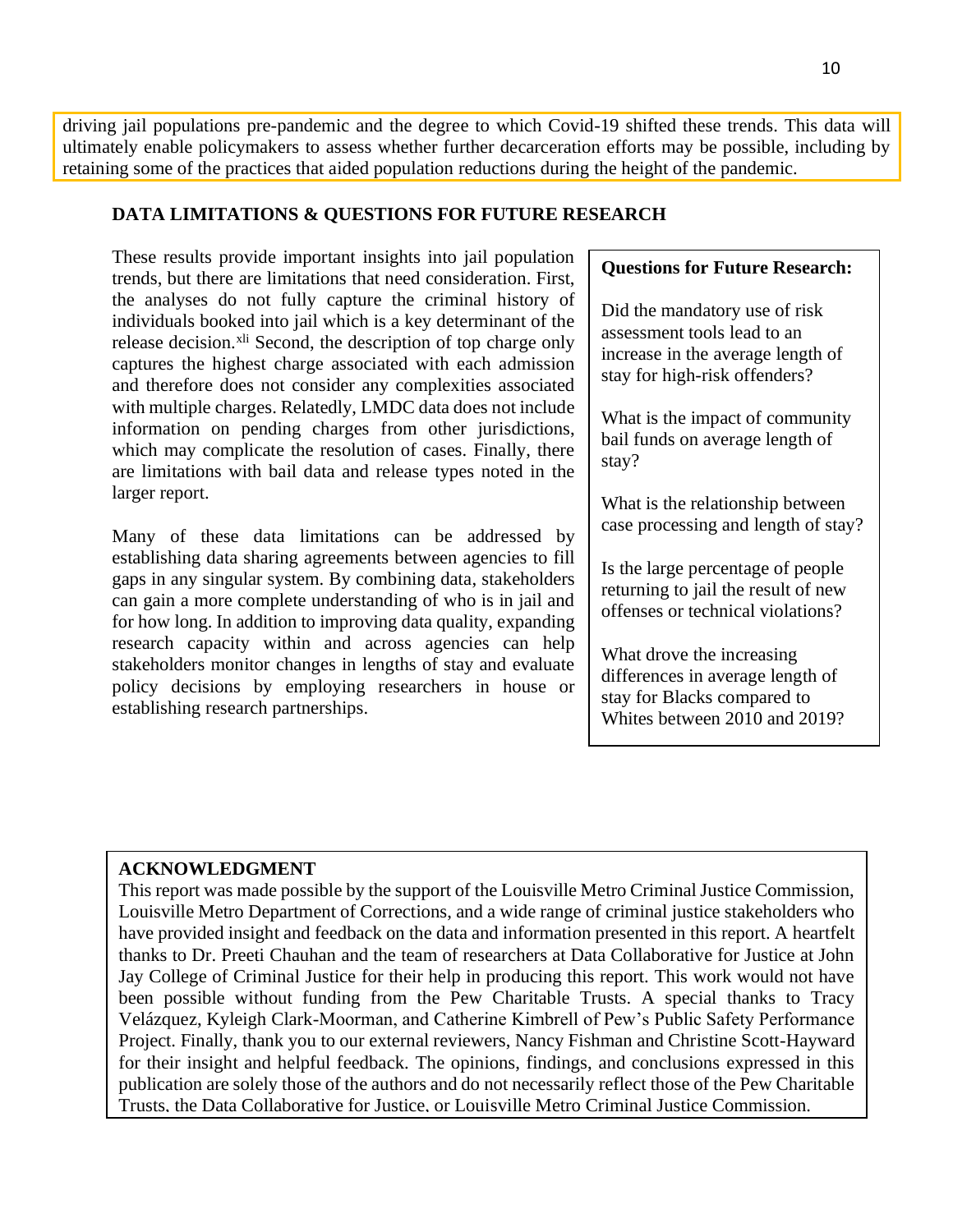driving jail populations pre-pandemic and the degree to which Covid-19 shifted these trends. This data will ultimately enable policymakers to assess whether further decarceration efforts may be possible, including by retaining some of the practices that aided population reductions during the height of the pandemic.

## DATA LIMITATIONS & QUESTIONS FOR FUTURE RESEARCH

These results provide important insights into jail population trends, but there are limitations that need consideration. First, the analyses do not fully capture the criminal history of individuals booked into jail which is a key determinant of the release decision.[xli] Second, the description of top charge only captures the highest charge associated with each admission and therefore does not consider any complexities associated with multiple charges. Relatedly, LMDC data does not include information on pending charges from other jurisdictions, which may complicate the resolution of cases. Finally, there are limitations with bail data and release types noted in the larger report.

Many of these data limitations can be addressed by establishing data sharing agreements between agencies to fill gaps in any singular system. By combining data, stakeholders can gain a more complete understanding of who is in jail and for how long. In addition to improving data quality, expanding research capacity within and across agencies can help stakeholders monitor changes in lengths of stay and evaluate policy decisions by employing researchers in house or establishing research partnerships.

**Questions for Future Research:**

Did the mandatory use of risk assessment tools lead to an increase in the average length of stay for high-risk offenders?

What is the impact of community bail funds on average length of stay?

What is the relationship between case processing and length of stay?

Is the large percentage of people returning to jail the result of new offenses or technical violations?

What drove the increasing differences in average length of stay for Blacks compared to Whites between 2010 and 2019?

**ACKNOWLEDGMENT**

This report was made possible by the support of the Louisville Metro Criminal Justice Commission, Louisville Metro Department of Corrections, and a wide range of criminal justice stakeholders who have provided insight and feedback on the data and information presented in this report. A heartfelt thanks to Dr. Preeti Chauhan and the team of researchers at Data Collaborative for Justice at John Jay College of Criminal Justice for their help in producing this report. This work would not have been possible without funding from the Pew Charitable Trusts. A special thanks to Tracy Velázquez, Kyleigh Clark-Moorman, and Catherine Kimbrell of Pew's Public Safety Performance Project. Finally, thank you to our external reviewers, Nancy Fishman and Christine Scott-Hayward for their insight and helpful feedback. The opinions, findings, and conclusions expressed in this publication are solely those of the authors and do not necessarily reflect those of the Pew Charitable Trusts, the Data Collaborative for Justice, or Louisville Metro Criminal Justice Commission.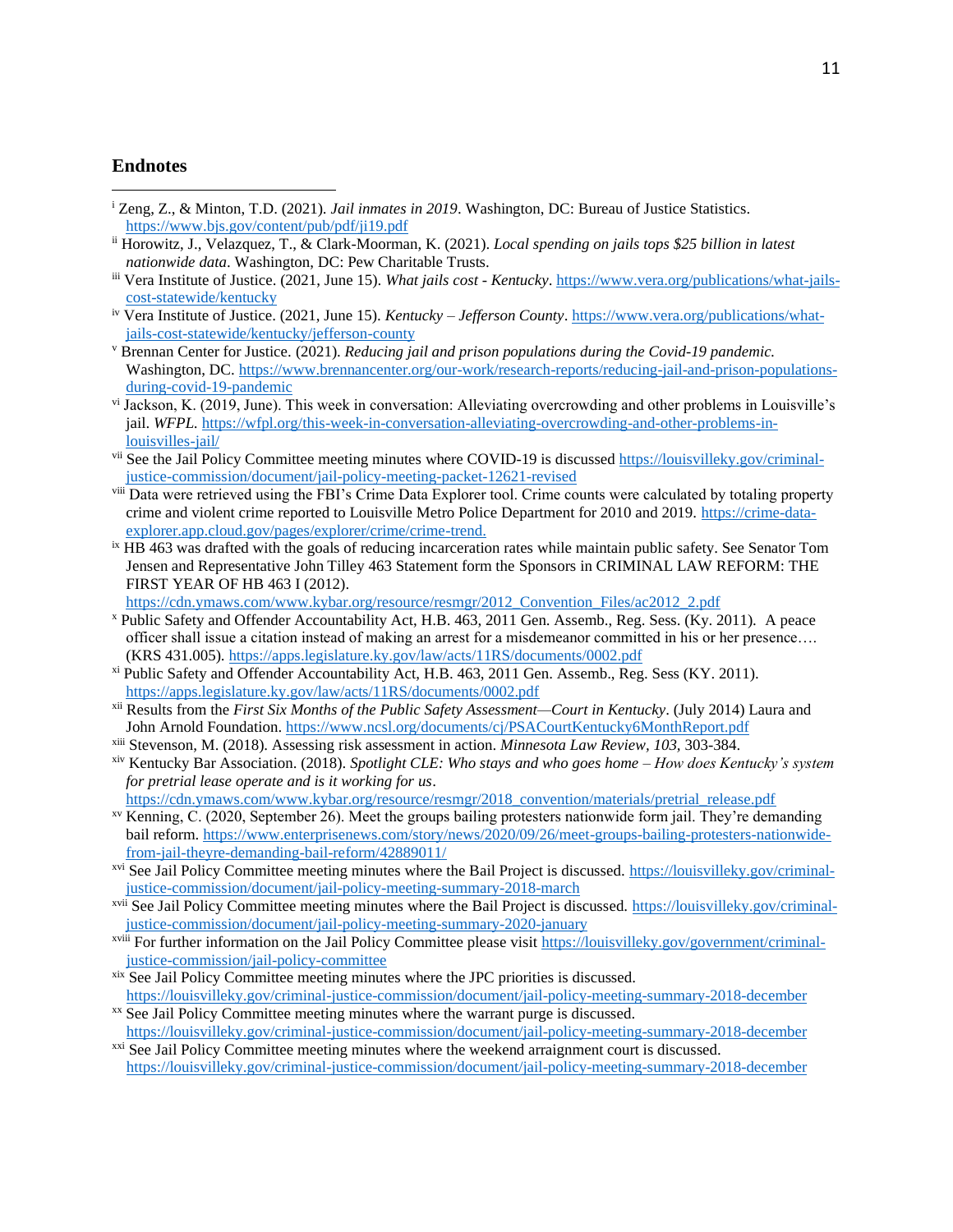## Endnotes

[i] Zeng, Z., & Minton, T.D. (2021). *Jail inmates in 2019*. Washington, DC: Bureau of Justice Statistics. https://www.bjs.gov/content/pub/pdf/ji19.pdf

[ii] Horowitz, J., Velazquez, T., & Clark-Moorman, K. (2021). *Local spending on jails tops $25 billion in latest nationwide data*. Washington, DC: Pew Charitable Trusts.

[iii] Vera Institute of Justice. (2021, June 15). *What jails cost - Kentucky*. https://www.vera.org/publications/what-jails-cost-statewide/kentucky

[iv] Vera Institute of Justice. (2021, June 15). *Kentucky – Jefferson County*. https://www.vera.org/publications/what-jails-cost-statewide/kentucky/jefferson-county

[v] Brennan Center for Justice. (2021). *Reducing jail and prison populations during the Covid-19 pandemic.* Washington, DC. https://www.brennancenter.org/our-work/research-reports/reducing-jail-and-prison-populations-during-covid-19-pandemic

[vi] Jackson, K. (2019, June). This week in conversation: Alleviating overcrowding and other problems in Louisville's jail. *WFPL*. https://wfpl.org/this-week-in-conversation-alleviating-overcrowding-and-other-problems-in-louisvilles-jail/

[vii] See the Jail Policy Committee meeting minutes where COVID-19 is discussed https://louisvilleky.gov/criminal-justice-commission/document/jail-policy-meeting-packet-12621-revised

[viii] Data were retrieved using the FBI's Crime Data Explorer tool. Crime counts were calculated by totaling property crime and violent crime reported to Louisville Metro Police Department for 2010 and 2019. https://crime-data-explorer.app.cloud.gov/pages/explorer/crime/crime-trend.

[ix] HB 463 was drafted with the goals of reducing incarceration rates while maintain public safety. See Senator Tom Jensen and Representative John Tilley 463 Statement form the Sponsors in CRIMINAL LAW REFORM: THE FIRST YEAR OF HB 463 I (2012). https://cdn.ymaws.com/www.kybar.org/resource/resmgr/2012_Convention_Files/ac2012_2.pdf

[x] Public Safety and Offender Accountability Act, H.B. 463, 2011 Gen. Assemb., Reg. Sess. (Ky. 2011). A peace officer shall issue a citation instead of making an arrest for a misdemeanor committed in his or her presence…. (KRS 431.005). https://apps.legislature.ky.gov/law/acts/11RS/documents/0002.pdf

[xi] Public Safety and Offender Accountability Act, H.B. 463, 2011 Gen. Assemb., Reg. Sess (KY. 2011). https://apps.legislature.ky.gov/law/acts/11RS/documents/0002.pdf

[xii] Results from the *First Six Months of the Public Safety Assessment—Court in Kentucky*. (July 2014) Laura and John Arnold Foundation. https://www.ncsl.org/documents/cj/PSACourtKentucky6MonthReport.pdf

[xiii] Stevenson, M. (2018). Assessing risk assessment in action. *Minnesota Law Review*, *103,* 303-384.

[xiv] Kentucky Bar Association. (2018). *Spotlight CLE: Who stays and who goes home – How does Kentucky's system for pretrial lease operate and is it working for us*. https://cdn.ymaws.com/www.kybar.org/resource/resmgr/2018_convention/materials/pretrial_release.pdf

[xv] Kenning, C. (2020, September 26). Meet the groups bailing protesters nationwide form jail. They're demanding bail reform. https://www.enterprisenews.com/story/news/2020/09/26/meet-groups-bailing-protesters-nationwide-from-jail-theyre-demanding-bail-reform/42889011/

[xvi] See Jail Policy Committee meeting minutes where the Bail Project is discussed. https://louisvilleky.gov/criminal-justice-commission/document/jail-policy-meeting-summary-2018-march

[xvii] See Jail Policy Committee meeting minutes where the Bail Project is discussed. https://louisvilleky.gov/criminal-justice-commission/document/jail-policy-meeting-summary-2020-january

[xviii] For further information on the Jail Policy Committee please visit https://louisvilleky.gov/government/criminal-justice-commission/jail-policy-committee

[xix] See Jail Policy Committee meeting minutes where the JPC priorities is discussed. https://louisvilleky.gov/criminal-justice-commission/document/jail-policy-meeting-summary-2018-december

[xx] See Jail Policy Committee meeting minutes where the warrant purge is discussed. https://louisvilleky.gov/criminal-justice-commission/document/jail-policy-meeting-summary-2018-december

[xxi] See Jail Policy Committee meeting minutes where the weekend arraignment court is discussed. https://louisvilleky.gov/criminal-justice-commission/document/jail-policy-meeting-summary-2018-december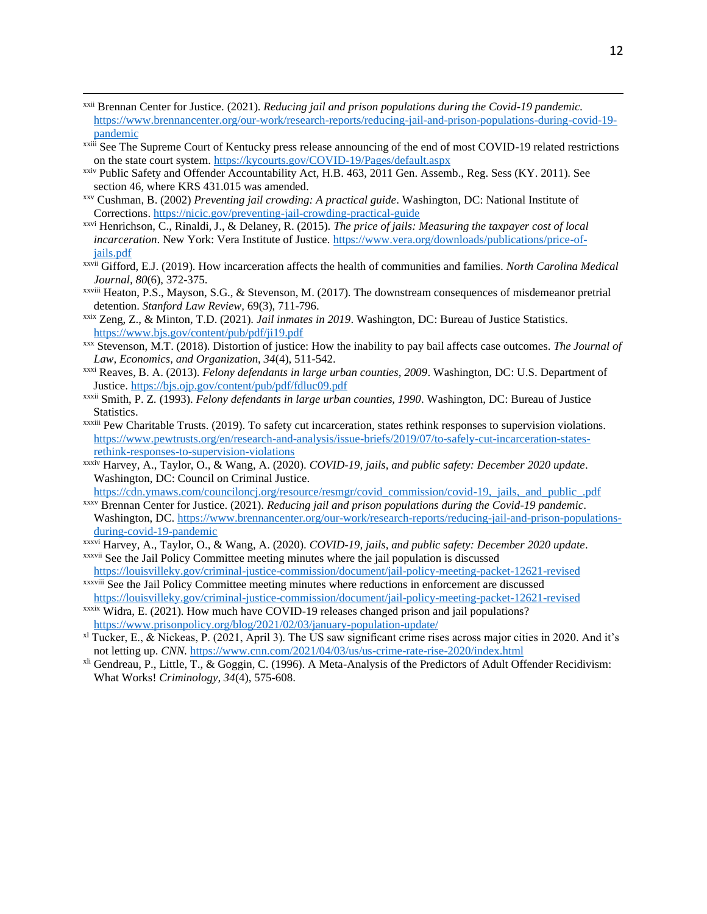[xxii] Brennan Center for Justice. (2021). *Reducing jail and prison populations during the Covid-19 pandemic*. https://www.brennancenter.org/our-work/research-reports/reducing-jail-and-prison-populations-during-covid-19-pandemic

[xxiii] See The Supreme Court of Kentucky press release announcing of the end of most COVID-19 related restrictions on the state court system. https://kycourts.gov/COVID-19/Pages/default.aspx

[xxiv] Public Safety and Offender Accountability Act, H.B. 463, 2011 Gen. Assemb., Reg. Sess (KY. 2011). See section 46, where KRS 431.015 was amended.

[xxv] Cushman, B. (2002) *Preventing jail crowding: A practical guide*. Washington, DC: National Institute of Corrections. https://nicic.gov/preventing-jail-crowding-practical-guide

[xxvi] Henrichson, C., Rinaldi, J., & Delaney, R. (2015). *The price of jails: Measuring the taxpayer cost of local incarceration*. New York: Vera Institute of Justice. https://www.vera.org/downloads/publications/price-of-jails.pdf

[xxvii] Gifford, E.J. (2019). How incarceration affects the health of communities and families. *North Carolina Medical Journal, 80*(6), 372-375.

[xxviii] Heaton, P.S., Mayson, S.G., & Stevenson, M. (2017). The downstream consequences of misdemeanor pretrial detention. *Stanford Law Review*, 69(3), 711-796.

[xxix] Zeng, Z., & Minton, T.D. (2021). *Jail inmates in 2019*. Washington, DC: Bureau of Justice Statistics. https://www.bjs.gov/content/pub/pdf/ji19.pdf

[xxx] Stevenson, M.T. (2018). Distortion of justice: How the inability to pay bail affects case outcomes. *The Journal of Law, Economics, and Organization, 34*(4), 511-542.

[xxxi] Reaves, B. A. (2013). *Felony defendants in large urban counties, 2009*. Washington, DC: U.S. Department of Justice. https://bjs.ojp.gov/content/pub/pdf/fdluc09.pdf

[xxxii] Smith, P. Z. (1993). *Felony defendants in large urban counties, 1990*. Washington, DC: Bureau of Justice Statistics.

[xxxiii] Pew Charitable Trusts. (2019). To safety cut incarceration, states rethink responses to supervision violations. https://www.pewtrusts.org/en/research-and-analysis/issue-briefs/2019/07/to-safely-cut-incarceration-states-rethink-responses-to-supervision-violations

[xxxiv] Harvey, A., Taylor, O., & Wang, A. (2020). *COVID-19, jails, and public safety: December 2020 update*. Washington, DC: Council on Criminal Justice. https://cdn.ymaws.com/counciloncj.org/resource/resmgr/covid_commission/covid-19,_jails,_and_public_.pdf

[xxxv] Brennan Center for Justice. (2021). *Reducing jail and prison populations during the Covid-19 pandemic*. Washington, DC. https://www.brennancenter.org/our-work/research-reports/reducing-jail-and-prison-populations-during-covid-19-pandemic

[xxxvi] Harvey, A., Taylor, O., & Wang, A. (2020). *COVID-19, jails, and public safety: December 2020 update*.

[xxxvii] See the Jail Policy Committee meeting minutes where the jail population is discussed https://louisvilleky.gov/criminal-justice-commission/document/jail-policy-meeting-packet-12621-revised

[xxxviii] See the Jail Policy Committee meeting minutes where reductions in enforcement are discussed https://louisvilleky.gov/criminal-justice-commission/document/jail-policy-meeting-packet-12621-revised

[xxxix] Widra, E. (2021). How much have COVID-19 releases changed prison and jail populations? https://www.prisonpolicy.org/blog/2021/02/03/january-population-update/

[xl] Tucker, E., & Nickeas, P. (2021, April 3). The US saw significant crime rises across major cities in 2020. And it's not letting up. *CNN*. https://www.cnn.com/2021/04/03/us/us-crime-rate-rise-2020/index.html

[xli] Gendreau, P., Little, T., & Goggin, C. (1996). A Meta-Analysis of the Predictors of Adult Offender Recidivism: What Works! *Criminology, 34*(4), 575-608.